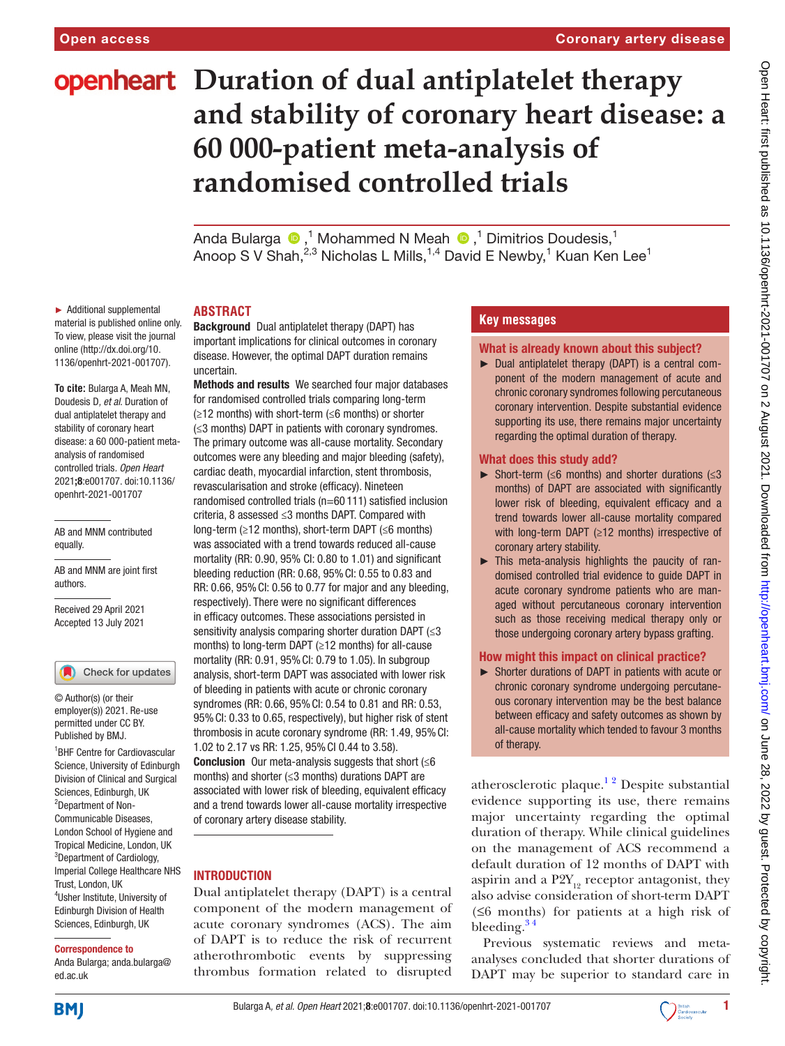# Duration of dual antiplatelet therapy and stability of coronary heart disease: a 60 000-patient meta-analysis of randomised controlled trials

Anda Bularga,[1] Mohammed N Meah,[1] Dimitrios Doudesis,[1] Anoop S V Shah,[2,3] Nicholas L Mills,[1,4] David E Newby,[1] Kuan Ken Lee[1]

► Additional supplemental material is published online only. To view, please visit the journal online (http://dx.doi.org/10.1136/openhrt-2021-001707).

**To cite:** Bularga A, Meah MN, Doudesis D, *et al*. Duration of dual antiplatelet therapy and stability of coronary heart disease: a 60 000-patient meta-analysis of randomised controlled trials. *Open Heart* 2021;**8**:e001707. doi:10.1136/openhrt-2021-001707

AB and MNM contributed equally.

AB and MNM are joint first authors.

Received 29 April 2021
Accepted 13 July 2021

© Author(s) (or their employer(s)) 2021. Re-use permitted under CC BY. Published by BMJ.

[1]BHF Centre for Cardiovascular Science, University of Edinburgh Division of Clinical and Surgical Sciences, Edinburgh, UK
[2]Department of Non-Communicable Diseases, London School of Hygiene and Tropical Medicine, London, UK
[3]Department of Cardiology, Imperial College Healthcare NHS Trust, London, UK
[4]Usher Institute, University of Edinburgh Division of Health Sciences, Edinburgh, UK

**Correspondence to**
Anda Bularga; anda.bularga@ed.ac.uk

## ABSTRACT

**Background** Dual antiplatelet therapy (DAPT) has important implications for clinical outcomes in coronary disease. However, the optimal DAPT duration remains uncertain.

**Methods and results** We searched four major databases for randomised controlled trials comparing long-term (≥12 months) with short-term (≤6 months) or shorter (≤3 months) DAPT in patients with coronary syndromes. The primary outcome was all-cause mortality. Secondary outcomes were any bleeding and major bleeding (safety), cardiac death, myocardial infarction, stent thrombosis, revascularisation and stroke (efficacy). Nineteen randomised controlled trials (n=60 111) satisfied inclusion criteria, 8 assessed ≤3 months DAPT. Compared with long-term (≥12 months), short-term DAPT (≤6 months) was associated with a trend towards reduced all-cause mortality (RR: 0.90, 95% CI: 0.80 to 1.01) and significant bleeding reduction (RR: 0.68, 95% CI: 0.55 to 0.83 and RR: 0.66, 95% CI: 0.56 to 0.77 for major and any bleeding, respectively). There were no significant differences in efficacy outcomes. These associations persisted in sensitivity analysis comparing shorter duration DAPT (≤3 months) to long-term DAPT (≥12 months) for all-cause mortality (RR: 0.91, 95% CI: 0.79 to 1.05). In subgroup analysis, short-term DAPT was associated with lower risk of bleeding in patients with acute or chronic coronary syndromes (RR: 0.66, 95% CI: 0.54 to 0.81 and RR: 0.53, 95% CI: 0.33 to 0.65, respectively), but higher risk of stent thrombosis in acute coronary syndrome (RR: 1.49, 95% CI: 1.02 to 2.17 vs RR: 1.25, 95% CI 0.44 to 3.58).

**Conclusion** Our meta-analysis suggests that short (≤6 months) and shorter (≤3 months) durations DAPT are associated with lower risk of bleeding, equivalent efficacy and a trend towards lower all-cause mortality irrespective of coronary artery disease stability.

## Key messages

### What is already known about this subject?

- Dual antiplatelet therapy (DAPT) is a central component of the modern management of acute and chronic coronary syndromes following percutaneous coronary intervention. Despite substantial evidence supporting its use, there remains major uncertainty regarding the optimal duration of therapy.

### What does this study add?

- Short-term (≤6 months) and shorter durations (≤3 months) of DAPT are associated with significantly lower risk of bleeding, equivalent efficacy and a trend towards lower all-cause mortality compared with long-term DAPT (≥12 months) irrespective of coronary artery stability.
- This meta-analysis highlights the paucity of randomised controlled trial evidence to guide DAPT in acute coronary syndrome patients who are managed without percutaneous coronary intervention such as those receiving medical therapy only or those undergoing coronary artery bypass grafting.

### How might this impact on clinical practice?

- Shorter durations of DAPT in patients with acute or chronic coronary syndrome undergoing percutaneous coronary intervention may be the best balance between efficacy and safety outcomes as shown by all-cause mortality which tended to favour 3 months of therapy.

## INTRODUCTION

Dual antiplatelet therapy (DAPT) is a central component of the modern management of acute coronary syndromes (ACS). The aim of DAPT is to reduce the risk of recurrent atherothrombotic events by suppressing thrombus formation related to disrupted atherosclerotic plaque.[1,2] Despite substantial evidence supporting its use, there remains major uncertainty regarding the optimal duration of therapy. While clinical guidelines on the management of ACS recommend a default duration of 12 months of DAPT with aspirin and a $P2Y_{12}$ receptor antagonist, they also advise consideration of short-term DAPT (≤6 months) for patients at a high risk of bleeding.[3,4]

Previous systematic reviews and meta-analyses concluded that shorter durations of DAPT may be superior to standard care in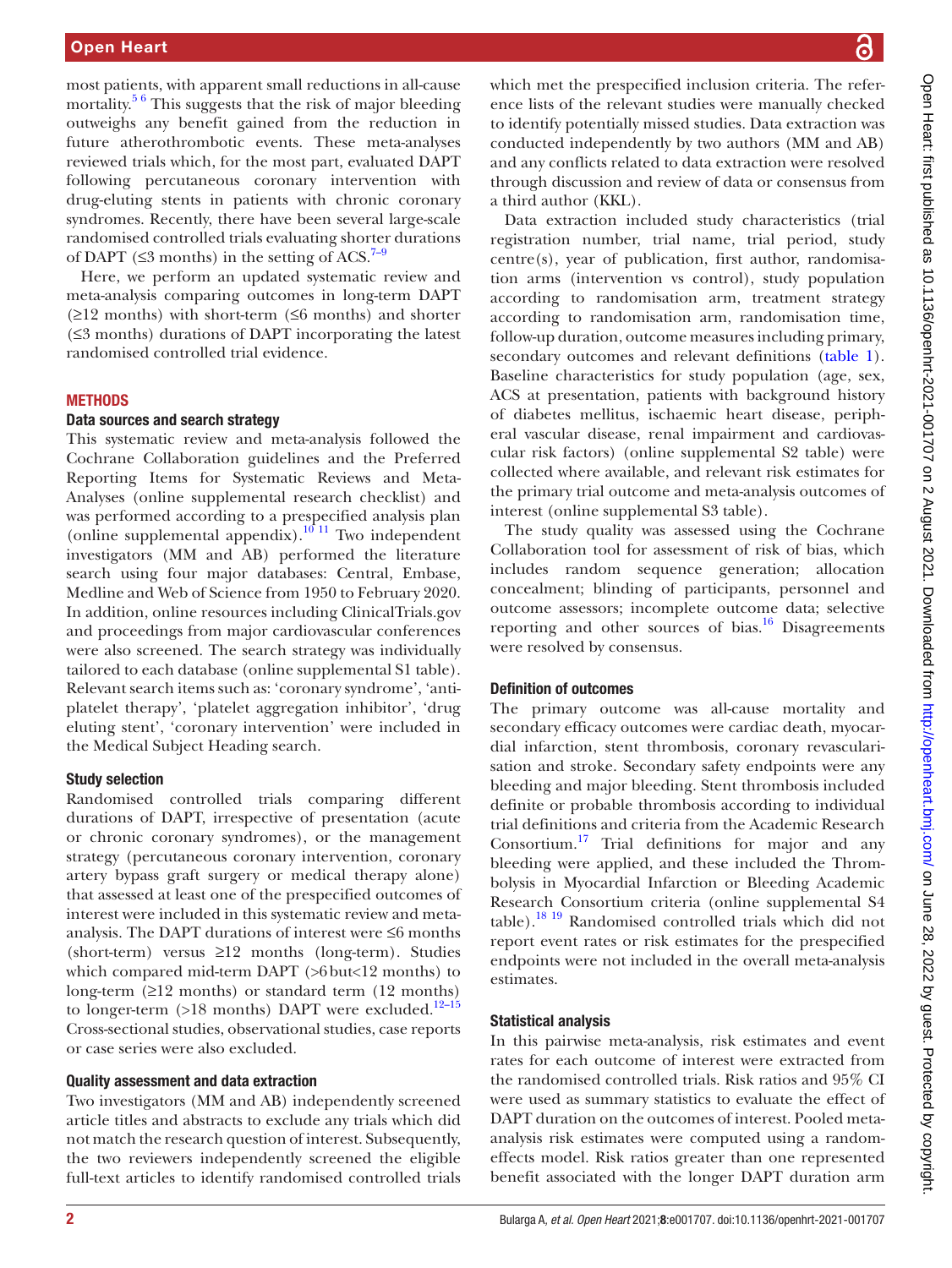most patients, with apparent small reductions in all-cause mortality.[5 6] This suggests that the risk of major bleeding outweighs any benefit gained from the reduction in future atherothrombotic events. These meta-analyses reviewed trials which, for the most part, evaluated DAPT following percutaneous coronary intervention with drug-eluting stents in patients with chronic coronary syndromes. Recently, there have been several large-scale randomised controlled trials evaluating shorter durations of DAPT (≤3 months) in the setting of ACS.[7–9]

Here, we perform an updated systematic review and meta-analysis comparing outcomes in long-term DAPT (≥12 months) with short-term (≤6 months) and shorter (≤3 months) durations of DAPT incorporating the latest randomised controlled trial evidence.

## METHODS

### Data sources and search strategy

This systematic review and meta-analysis followed the Cochrane Collaboration guidelines and the Preferred Reporting Items for Systematic Reviews and Meta-Analyses (online supplemental research checklist) and was performed according to a prespecified analysis plan (online supplemental appendix).[10 11] Two independent investigators (MM and AB) performed the literature search using four major databases: Central, Embase, Medline and Web of Science from 1950 to February 2020. In addition, online resources including ClinicalTrials.gov and proceedings from major cardiovascular conferences were also screened. The search strategy was individually tailored to each database (online supplemental S1 table). Relevant search items such as: 'coronary syndrome', 'antiplatelet therapy', 'platelet aggregation inhibitor', 'drug eluting stent', 'coronary intervention' were included in the Medical Subject Heading search.

### Study selection

Randomised controlled trials comparing different durations of DAPT, irrespective of presentation (acute or chronic coronary syndromes), or the management strategy (percutaneous coronary intervention, coronary artery bypass graft surgery or medical therapy alone) that assessed at least one of the prespecified outcomes of interest were included in this systematic review and meta-analysis. The DAPT durations of interest were ≤6 months (short-term) versus ≥12 months (long-term). Studies which compared mid-term DAPT (>6 but<12 months) to long-term (≥12 months) or standard term (12 months) to longer-term (>18 months) DAPT were excluded.[12–15] Cross-sectional studies, observational studies, case reports or case series were also excluded.

### Quality assessment and data extraction

Two investigators (MM and AB) independently screened article titles and abstracts to exclude any trials which did not match the research question of interest. Subsequently, the two reviewers independently screened the eligible full-text articles to identify randomised controlled trials which met the prespecified inclusion criteria. The reference lists of the relevant studies were manually checked to identify potentially missed studies. Data extraction was conducted independently by two authors (MM and AB) and any conflicts related to data extraction were resolved through discussion and review of data or consensus from a third author (KKL).

Data extraction included study characteristics (trial registration number, trial name, trial period, study centre(s), year of publication, first author, randomisation arms (intervention vs control), study population according to randomisation arm, treatment strategy according to randomisation arm, randomisation time, follow-up duration, outcome measures including primary, secondary outcomes and relevant definitions (table 1). Baseline characteristics for study population (age, sex, ACS at presentation, patients with background history of diabetes mellitus, ischaemic heart disease, peripheral vascular disease, renal impairment and cardiovascular risk factors) (online supplemental S2 table) were collected where available, and relevant risk estimates for the primary trial outcome and meta-analysis outcomes of interest (online supplemental S3 table).

The study quality was assessed using the Cochrane Collaboration tool for assessment of risk of bias, which includes random sequence generation; allocation concealment; blinding of participants, personnel and outcome assessors; incomplete outcome data; selective reporting and other sources of bias.[16] Disagreements were resolved by consensus.

### Definition of outcomes

The primary outcome was all-cause mortality and secondary efficacy outcomes were cardiac death, myocardial infarction, stent thrombosis, coronary revascularisation and stroke. Secondary safety endpoints were any bleeding and major bleeding. Stent thrombosis included definite or probable thrombosis according to individual trial definitions and criteria from the Academic Research Consortium.[17] Trial definitions for major and any bleeding were applied, and these included the Thrombolysis in Myocardial Infarction or Bleeding Academic Research Consortium criteria (online supplemental S4 table).[18 19] Randomised controlled trials which did not report event rates or risk estimates for the prespecified endpoints were not included in the overall meta-analysis estimates.

### Statistical analysis

In this pairwise meta-analysis, risk estimates and event rates for each outcome of interest were extracted from the randomised controlled trials. Risk ratios and 95% CI were used as summary statistics to evaluate the effect of DAPT duration on the outcomes of interest. Pooled meta-analysis risk estimates were computed using a random-effects model. Risk ratios greater than one represented benefit associated with the longer DAPT duration arm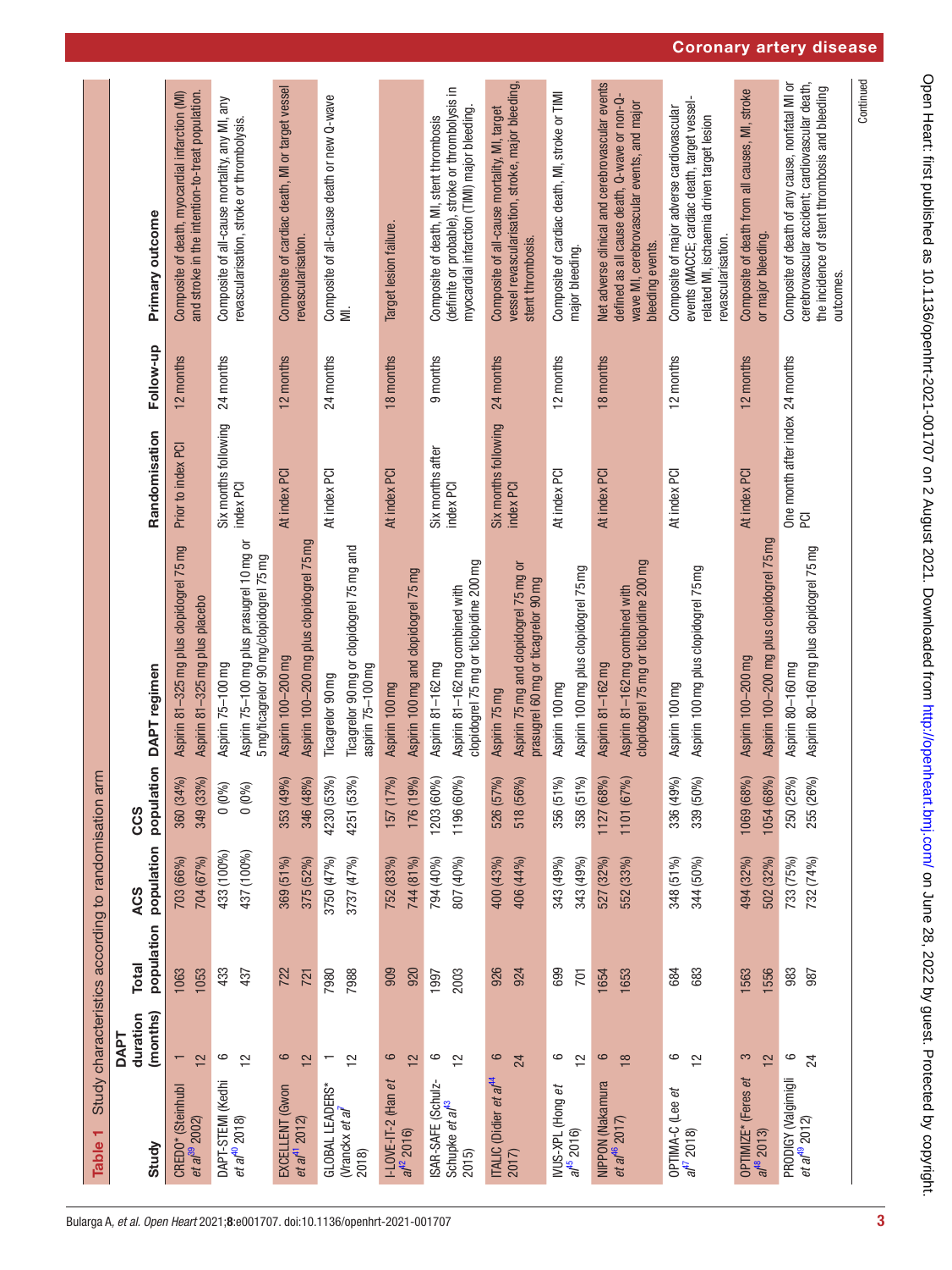**Table 1** Study characteristics according to randomisation arm

| Study | DAPT duration (months) | Total population | ACS population | CCS population | DAPT regimen | Randomisation | Follow-up | Primary outcome |
|---|---|---|---|---|---|---|---|---|
| CREDO* (Steinhubl *et al*[39] 2002) | 1 | 1063 | 703 (66%) | 360 (34%) | Aspirin 81–325 mg plus clopidogrel 75 mg | Prior to index PCI | 12 months | Composite of death, myocardial infarction (MI) and stroke in the intention-to-treat population. |
| | 12 | 1053 | 704 (67%) | 349 (33%) | Aspirin 81–325 mg plus placebo | | | |
| DAPT-STEMI (Kedhi *et al*[40] 2018) | 6 | 433 | 433 (100%) | 0 (0%) | Aspirin 75–100 mg | Six months following index PCI | 24 months | Composite of all-cause mortality, any MI, any revascularisation, stroke or thrombolysis. |
| | 12 | 437 | 437 (100%) | 0 (0%) | Aspirin 75–100 mg plus prasugrel 10 mg or 5 mg/ticagrelor 90 mg/clopidogrel 75 mg | | | |
| EXCELLENT (Gwon *et al*[41] 2012) | 6 | 722 | 369 (51%) | 353 (49%) | Aspirin 100–200 mg | At index PCI | 12 months | Composite of cardiac death, MI or target vessel revascularisation. |
| | 12 | 721 | 375 (52%) | 346 (48%) | Aspirin 100–200 mg plus clopidogrel 75 mg | | | |
| GLOBAL LEADERS* (Vranckx *et al*[7] 2018) | 1 | 7980 | 3750 (47%) | 4230 (53%) | Ticagrelor 90 mg | At index PCI | 24 months | Composite of all-cause death or new Q-wave MI. |
| | 12 | 7988 | 3737 (47%) | 4251 (53%) | Ticagrelor 90 mg or clopidogrel 75 mg and aspirin 75–100 mg | | | |
| I-LOVE-IT-2 (Han *et al*[42] 2016) | 6 | 909 | 752 (83%) | 157 (17%) | Aspirin 100 mg | At index PCI | 18 months | Target lesion failure. |
| | 12 | 920 | 744 (81%) | 176 (19%) | Aspirin 100 mg and clopidogrel 75 mg | | | |
| ISAR-SAFE (Schulz-Schupke *et al*[43] 2015) | 6 | 1997 | 794 (40%) | 1203 (60%) | Aspirin 81–162 mg | Six months after index PCI | 9 months | Composite of death, MI, stent thrombosis (definite or probable), stroke or thrombolysis in myocardial infarction (TIMI) major bleeding. |
| | 12 | 2003 | 807 (40%) | 1196 (60%) | Aspirin 81–162 mg combined with clopidogrel 75 mg or ticlopidine 200 mg | | | |
| ITALIC (Didier *et al*[44] 2017) | 6 | 926 | 400 (43%) | 526 (57%) | Aspirin 75 mg | Six months following index PCI | 24 months | Composite of all-cause mortality, MI, target vessel revascularisation, stroke, major bleeding, stent thrombosis. |
| | 24 | 924 | 406 (44%) | 518 (56%) | Aspirin 75 mg and clopidogrel 75 mg or prasugrel 60 mg or ticagrelor 90 mg | | | |
| IVUS-XPL (Hong *et al*[45] 2016) | 6 | 699 | 343 (49%) | 356 (51%) | Aspirin 100 mg | At index PCI | 12 months | Composite of cardiac death, MI, stroke or TIMI major bleeding. |
| | 12 | 701 | 343 (49%) | 358 (51%) | Aspirin 100 mg plus clopidogrel 75 mg | | | |
| NIPPON (Nakamura *et al*[46] 2017) | 6 | 1654 | 527 (32%) | 1127 (68%) | Aspirin 81–162 mg | At index PCI | 18 months | Net adverse clinical and cerebrovascular events defined as all cause death, Q-wave or non-Q-wave MI, cerebrovascular events, and major bleeding events. |
| | 18 | 1653 | 552 (33%) | 1101 (67%) | Aspirin 81–162 mg combined with clopidogrel 75 mg or ticlopidine 200 mg | | | |
| OPTIMA-C (Lee *et al*[47] 2018) | 6 | 684 | 348 (51%) | 336 (49%) | Aspirin 100 mg | At index PCI | 12 months | Composite of major adverse cardiovascular events (MACCE; cardiac death, target vessel-related MI, ischaemia driven target lesion revascularisation. |
| | 12 | 683 | 344 (50%) | 339 (50%) | Aspirin 100 mg plus clopidogrel 75 mg | | | |
| OPTIMIZE* (Feres *et al*[48] 2013) | 3 | 1563 | 494 (32%) | 1069 (68%) | Aspirin 100–200 mg | At index PCI | 12 months | Composite of death from all causes, MI, stroke or major bleeding. |
| | 12 | 1556 | 502 (32%) | 1054 (68%) | Aspirin 100–200 mg plus clopidogrel 75 mg | | | |
| PRODIGY (Valgimigli *et al*[49] 2012) | 6 | 983 | 733 (75%) | 250 (25%) | Aspirin 80–160 mg | One month after index PCI | 24 months | Composite of death of any cause, nonfatal MI or cerebrovascular accident; cardiovascular death, the incidence of stent thrombosis and bleeding outcomes. |
| | 24 | 987 | 732 (74%) | 255 (26%) | Aspirin 80–160 mg plus clopidogrel 75 mg | | | |

Continued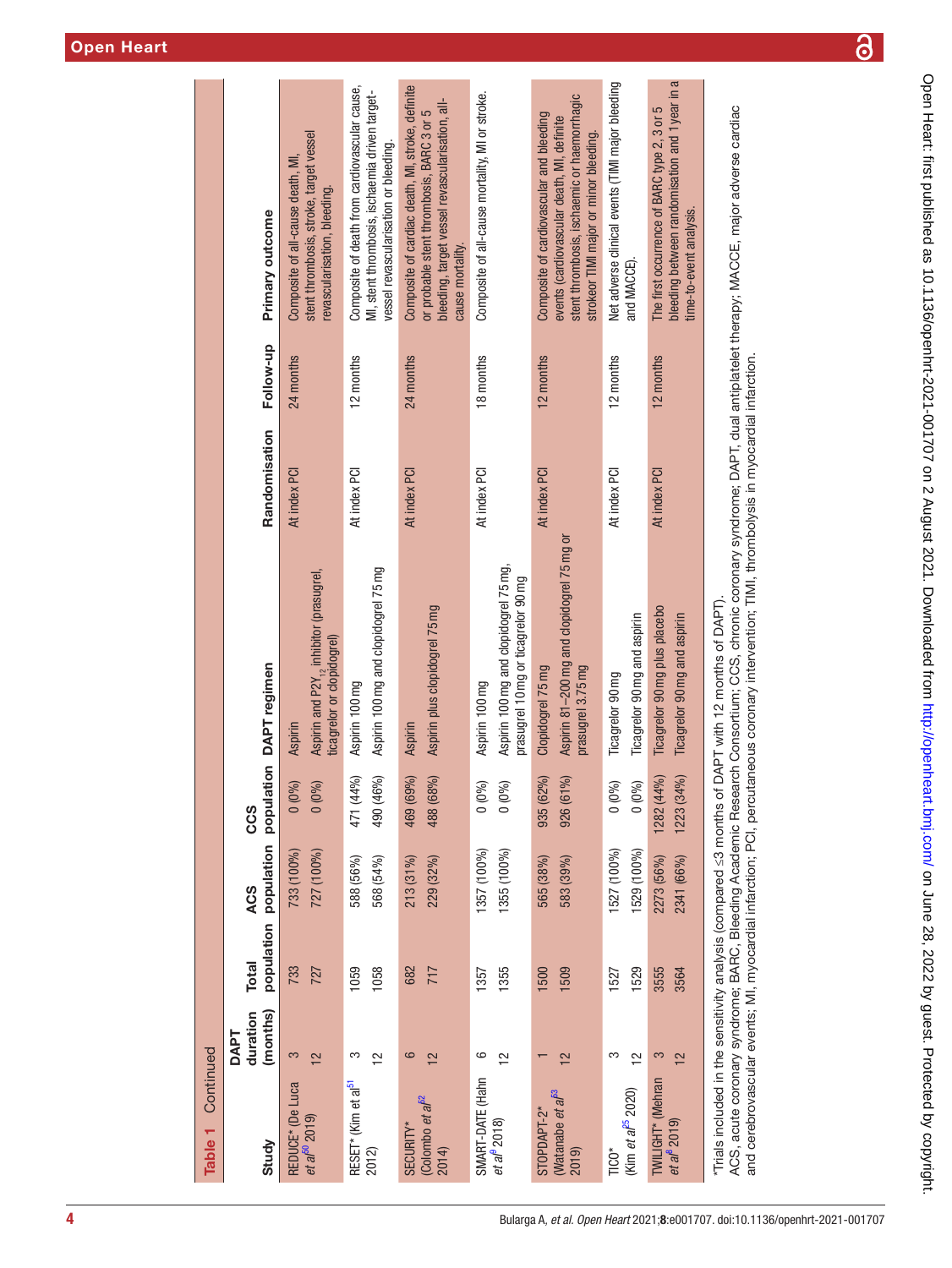**Table 1** Continued

| Study | DAPT duration (months) | Total population | ACS population | CCS population | DAPT regimen | Randomisation | Follow-up | Primary outcome |
|---|---|---|---|---|---|---|---|---|
| REDUCE* (De Luca *et al*[50] 2019) | 3 | 733 | 733 (100%) | 0 (0%) | Aspirin | At index PCI | 24 months | Composite of all-cause death, MI, stent thrombosis, stroke, target vessel revascularisation, bleeding. |
| | 12 | 727 | 727 (100%) | 0 (0%) | Aspirin and $P2Y_{12}$ inhibitor (prasugrel, ticagrelor or clopidogrel) | | | |
| RESET* (Kim et al[51] 2012) | 3 | 1059 | 588 (56%) | 471 (44%) | Aspirin 100 mg | At index PCI | 12 months | Composite of death from cardiovascular cause, MI, stent thrombosis, ischaemia driven target-vessel revascularisation or bleeding. |
| | 12 | 1058 | 568 (54%) | 490 (46%) | Aspirin 100 mg and clopidogrel 75 mg | | | |
| SECURITY* (Colombo *et al*[52] 2014) | 6 | 682 | 213 (31%) | 469 (69%) | Aspirin | At index PCI | 24 months | Composite of cardiac death, MI, stroke, definite or probable stent thrombosis, BARC 3 or 5 bleeding, target vessel revascularisation, all-cause mortality. |
| | 12 | 717 | 229 (32%) | 488 (68%) | Aspirin plus clopidogrel 75 mg | | | |
| SMART-DATE (Hahn *et al*[9] 2018) | 6 | 1357 | 1357 (100%) | 0 (0%) | Aspirin 100 mg | At index PCI | 18 months | Composite of all-cause mortality, MI or stroke. |
| | 12 | 1355 | 1355 (100%) | 0 (0%) | Aspirin 100 mg and clopidogrel 75 mg, prasugrel 10 mg or ticagrelor 90 mg | | | |
| STOPDAPT-2* (Watanabe *et al*[53] 2019) | 1 | 1500 | 565 (38%) | 935 (62%) | Clopidogrel 75 mg | At index PCI | 12 months | Composite of cardiovascular and bleeding events (cardiovascular death, MI, definite stent thrombosis, ischaemic or haemorrhagic strokeor TIMI major or minor bleeding. |
| | 12 | 1509 | 583 (39%) | 926 (61%) | Aspirin 81–200 mg and clopidogrel 75 mg or prasugrel 3.75 mg | | | |
| TICO* (Kim *et al*[25] 2020) | 3 | 1527 | 1527 (100%) | 0 (0%) | Ticagrelor 90 mg | At index PCI | 12 months | Net adverse clinical events (TIMI major bleeding and MACCE). |
| | 12 | 1529 | 1529 (100%) | 0 (0%) | Ticagrelor 90 mg and aspirin | | | |
| TWILIGHT* (Mehran *et al*[8] 2019) | 3 | 3555 | 2273 (56%) | 1282 (44%) | Ticagrelor 90 mg plus placebo | At index PCI | 12 months | The first occurrence of BARC type 2, 3 or 5 bleeding between randomisation and 1 year in a time-to-event analysis. |
| | 12 | 3564 | 2341 (66%) | 1223 (34%) | Ticagrelor 90 mg and aspirin | | | |

*Trials included in the sensitivity analysis (compared ≤3 months of DAPT with 12 months of DAPT).

ACS, acute coronary syndrome; BARC, Bleeding Academic Research Consortium; CCS, chronic coronary syndrome; DAPT, dual antiplatelet therapy; MACCE, major adverse cardiac and cerebrovascular events; MI, myocardial infarction; PCI, percutaneous coronary intervention; TIMI, thrombolysis in myocardial infarction.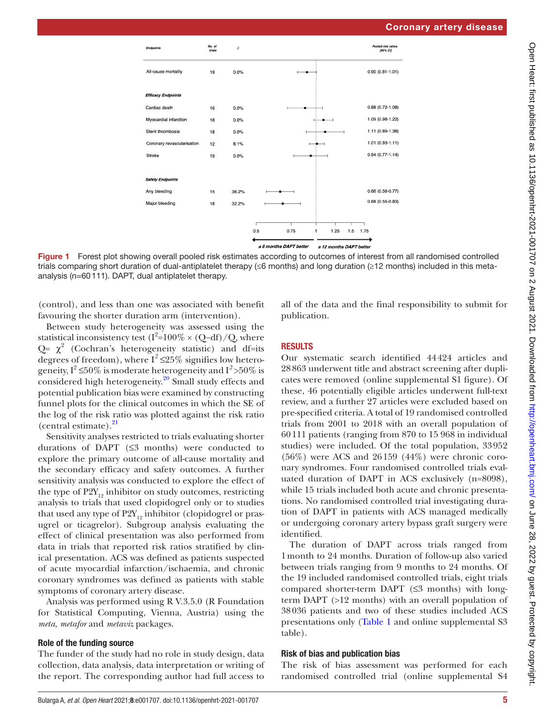| Endpoints | No. of trials | I² | Pooled risk ratios [95% CI] |
|---|---|---|---|
| All-cause mortality | 19 | 0.0% | 0.90 (0.81-1.01) |
| *Efficacy Endpoints* | | | |
| Cardiac death | 16 | 0.0% | 0.88 (0.72-1.08) |
| Myocardial infarction | 18 | 0.0% | 1.09 (0.98-1.22) |
| Stent thrombosis | 18 | 0.0% | 1.11 (0.89-1.38) |
| Coronary revascularisation | 12 | 8.1% | 1.01 (0.93-1.11) |
| Stroke | 19 | 0.0% | 0.94 (0.77-1.14) |
| *Safety Endpoints* | | | |
| Any bleeding | 15 | 36.2% | 0.66 (0.56-0.77) |
| Major bleeding | 18 | 32.2% | 0.68 (0.55-0.83) |

≤6 months DAPT better ← → ≥12 months DAPT better

**Figure 1** Forest plot showing overall pooled risk estimates according to outcomes of interest from all randomised controlled trials comparing short duration of dual-antiplatelet therapy (≤6 months) and long duration (≥12 months) included in this meta-analysis (n=60 111). DAPT, dual antiplatelet therapy.

(control), and less than one was associated with benefit favouring the shorter duration arm (intervention).

Between study heterogeneity was assessed using the statistical inconsistency test ($I^2=100\% \times (Q-df)/Q$, where $Q=\chi^2$ (Cochran's heterogeneity statistic) and df=its degrees of freedom), where $I^2 \leq 25\%$ signifies low heterogeneity, $I^2 \leq 50\%$ is moderate heterogeneity and $I^2 > 50\%$ is considered high heterogeneity.[20] Small study effects and potential publication bias were examined by constructing funnel plots for the clinical outcomes in which the SE of the log of the risk ratio was plotted against the risk ratio (central estimate).[21]

Sensitivity analyses restricted to trials evaluating shorter durations of DAPT (≤3 months) were conducted to explore the primary outcome of all-cause mortality and the secondary efficacy and safety outcomes. A further sensitivity analysis was conducted to explore the effect of the type of $P2Y_{12}$ inhibitor on study outcomes, restricting analysis to trials that used clopidogrel only or to studies that used any type of $P2Y_{12}$ inhibitor (clopidogrel or prasugrel or ticagrelor). Subgroup analysis evaluating the effect of clinical presentation was also performed from data in trials that reported risk ratios stratified by clinical presentation. ACS was defined as patients suspected of acute myocardial infarction/ischaemia, and chronic coronary syndromes was defined as patients with stable symptoms of coronary artery disease.

Analysis was performed using R V.3.5.0 (R Foundation for Statistical Computing, Vienna, Austria) using the *meta, metafor* and *metaviz* packages.

### Role of the funding source

The funder of the study had no role in study design, data collection, data analysis, data interpretation or writing of the report. The corresponding author had full access to all of the data and the final responsibility to submit for publication.

## RESULTS

Our systematic search identified 44 424 articles and 28 863 underwent title and abstract screening after duplicates were removed (online supplemental S1 figure). Of these, 46 potentially eligible articles underwent full-text review, and a further 27 articles were excluded based on pre-specified criteria. A total of 19 randomised controlled trials from 2001 to 2018 with an overall population of 60 111 patients (ranging from 870 to 15 968 in individual studies) were included. Of the total population, 33 952 (56%) were ACS and 26 159 (44%) were chronic coronary syndromes. Four randomised controlled trials evaluated duration of DAPT in ACS exclusively (n=8098), while 15 trials included both acute and chronic presentations. No randomised controlled trial investigating duration of DAPT in patients with ACS managed medically or undergoing coronary artery bypass graft surgery were identified.

The duration of DAPT across trials ranged from 1 month to 24 months. Duration of follow-up also varied between trials ranging from 9 months to 24 months. Of the 19 included randomised controlled trials, eight trials compared shorter-term DAPT (≤3 months) with long-term DAPT (>12 months) with an overall population of 38 036 patients and two of these studies included ACS presentations only (Table 1 and online supplemental S3 table).

### Risk of bias and publication bias

The risk of bias assessment was performed for each randomised controlled trial (online supplemental S4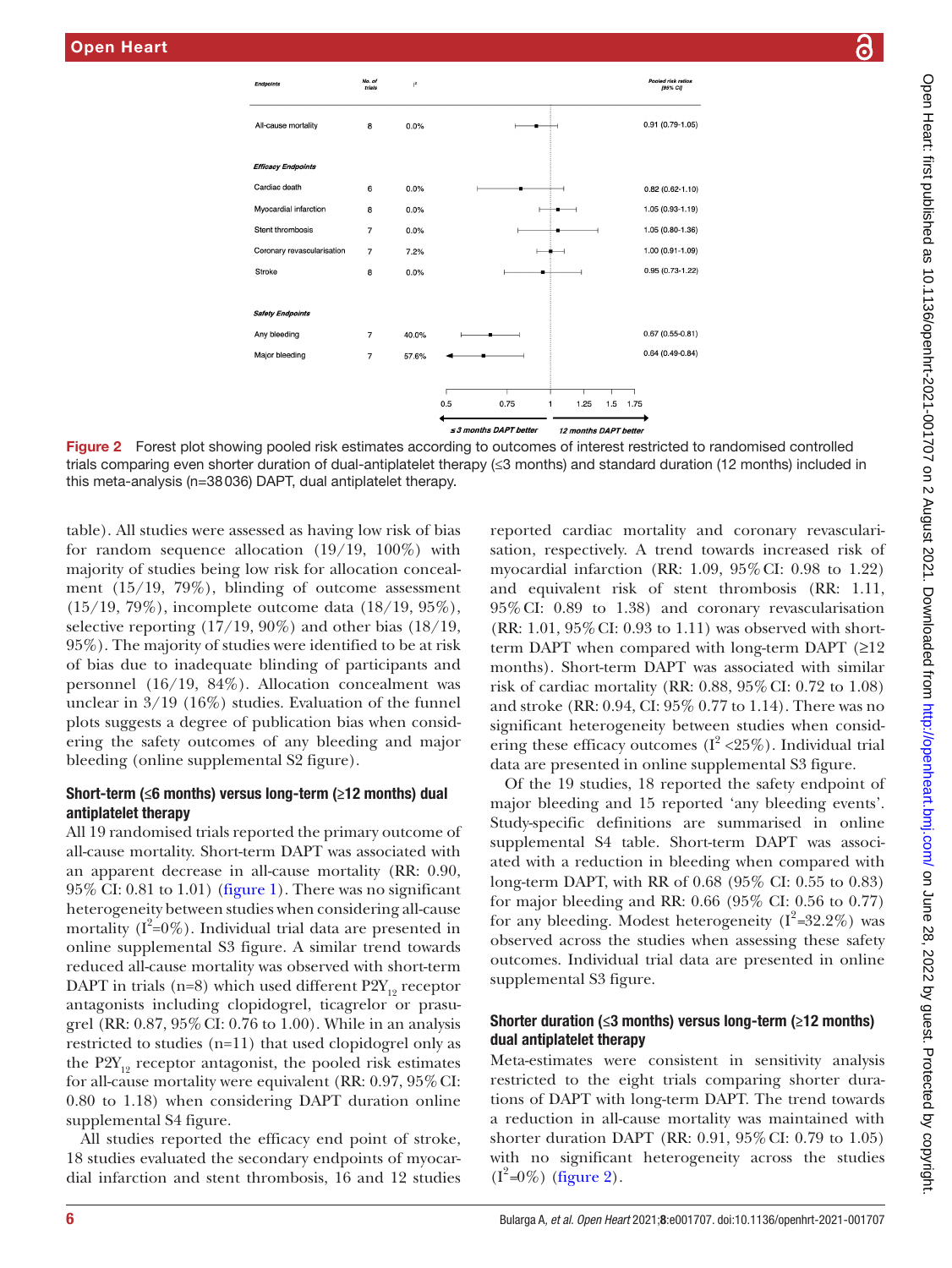| Endpoints | No. of trials | I² | Pooled risk ratios [95% CI] |
|---|---|---|---|
| All-cause mortality | 8 | 0.0% | 0.91 (0.79-1.05) |
| ***Efficacy Endpoints*** | | | |
| Cardiac death | 6 | 0.0% | 0.82 (0.62-1.10) |
| Myocardial infarction | 8 | 0.0% | 1.05 (0.93-1.19) |
| Stent thrombosis | 7 | 0.0% | 1.05 (0.80-1.36) |
| Coronary revascularisation | 7 | 7.2% | 1.00 (0.91-1.09) |
| Stroke | 8 | 0.0% | 0.95 (0.73-1.22) |
| ***Safety Endpoints*** | | | |
| Any bleeding | 7 | 40.0% | 0.67 (0.55-0.81) |
| Major bleeding | 7 | 57.6% | 0.64 (0.49-0.84) |

≤3 months DAPT better ← → 12 months DAPT better

**Figure 2** Forest plot showing pooled risk estimates according to outcomes of interest restricted to randomised controlled trials comparing even shorter duration of dual-antiplatelet therapy (≤3 months) and standard duration (12 months) included in this meta-analysis (n=38 036) DAPT, dual antiplatelet therapy.

table). All studies were assessed as having low risk of bias for random sequence allocation (19/19, 100%) with majority of studies being low risk for allocation concealment (15/19, 79%), blinding of outcome assessment (15/19, 79%), incomplete outcome data (18/19, 95%), selective reporting (17/19, 90%) and other bias (18/19, 95%). The majority of studies were identified to be at risk of bias due to inadequate blinding of participants and personnel (16/19, 84%). Allocation concealment was unclear in 3/19 (16%) studies. Evaluation of the funnel plots suggests a degree of publication bias when considering the safety outcomes of any bleeding and major bleeding (online supplemental S2 figure).

### Short-term (≤6 months) versus long-term (≥12 months) dual antiplatelet therapy

All 19 randomised trials reported the primary outcome of all-cause mortality. Short-term DAPT was associated with an apparent decrease in all-cause mortality (RR: 0.90, 95% CI: 0.81 to 1.01) (figure 1). There was no significant heterogeneity between studies when considering all-cause mortality ($I^2$=0%). Individual trial data are presented in online supplemental S3 figure. A similar trend towards reduced all-cause mortality was observed with short-term DAPT in trials (n=8) which used different $P2Y_{12}$ receptor antagonists including clopidogrel, ticagrelor or prasugrel (RR: 0.87, 95% CI: 0.76 to 1.00). While in an analysis restricted to studies (n=11) that used clopidogrel only as the $P2Y_{12}$ receptor antagonist, the pooled risk estimates for all-cause mortality were equivalent (RR: 0.97, 95% CI: 0.80 to 1.18) when considering DAPT duration online supplemental S4 figure.

All studies reported the efficacy end point of stroke, 18 studies evaluated the secondary endpoints of myocardial infarction and stent thrombosis, 16 and 12 studies reported cardiac mortality and coronary revascularisation, respectively. A trend towards increased risk of myocardial infarction (RR: 1.09, 95% CI: 0.98 to 1.22) and equivalent risk of stent thrombosis (RR: 1.11, 95% CI: 0.89 to 1.38) and coronary revascularisation (RR: 1.01, 95% CI: 0.93 to 1.11) was observed with short-term DAPT when compared with long-term DAPT (≥12 months). Short-term DAPT was associated with similar risk of cardiac mortality (RR: 0.88, 95% CI: 0.72 to 1.08) and stroke (RR: 0.94, CI: 95% 0.77 to 1.14). There was no significant heterogeneity between studies when considering these efficacy outcomes ($I^2$ <25%). Individual trial data are presented in online supplemental S3 figure.

Of the 19 studies, 18 reported the safety endpoint of major bleeding and 15 reported 'any bleeding events'. Study-specific definitions are summarised in online supplemental S4 table. Short-term DAPT was associated with a reduction in bleeding when compared with long-term DAPT, with RR of 0.68 (95% CI: 0.55 to 0.83) for major bleeding and RR: 0.66 (95% CI: 0.56 to 0.77) for any bleeding. Modest heterogeneity ($I^2$=32.2%) was observed across the studies when assessing these safety outcomes. Individual trial data are presented in online supplemental S3 figure.

### Shorter duration (≤3 months) versus long-term (≥12 months) dual antiplatelet therapy

Meta-estimates were consistent in sensitivity analysis restricted to the eight trials comparing shorter durations of DAPT with long-term DAPT. The trend towards a reduction in all-cause mortality was maintained with shorter duration DAPT (RR: 0.91, 95% CI: 0.79 to 1.05) with no significant heterogeneity across the studies ($I^2$=0%) (figure 2).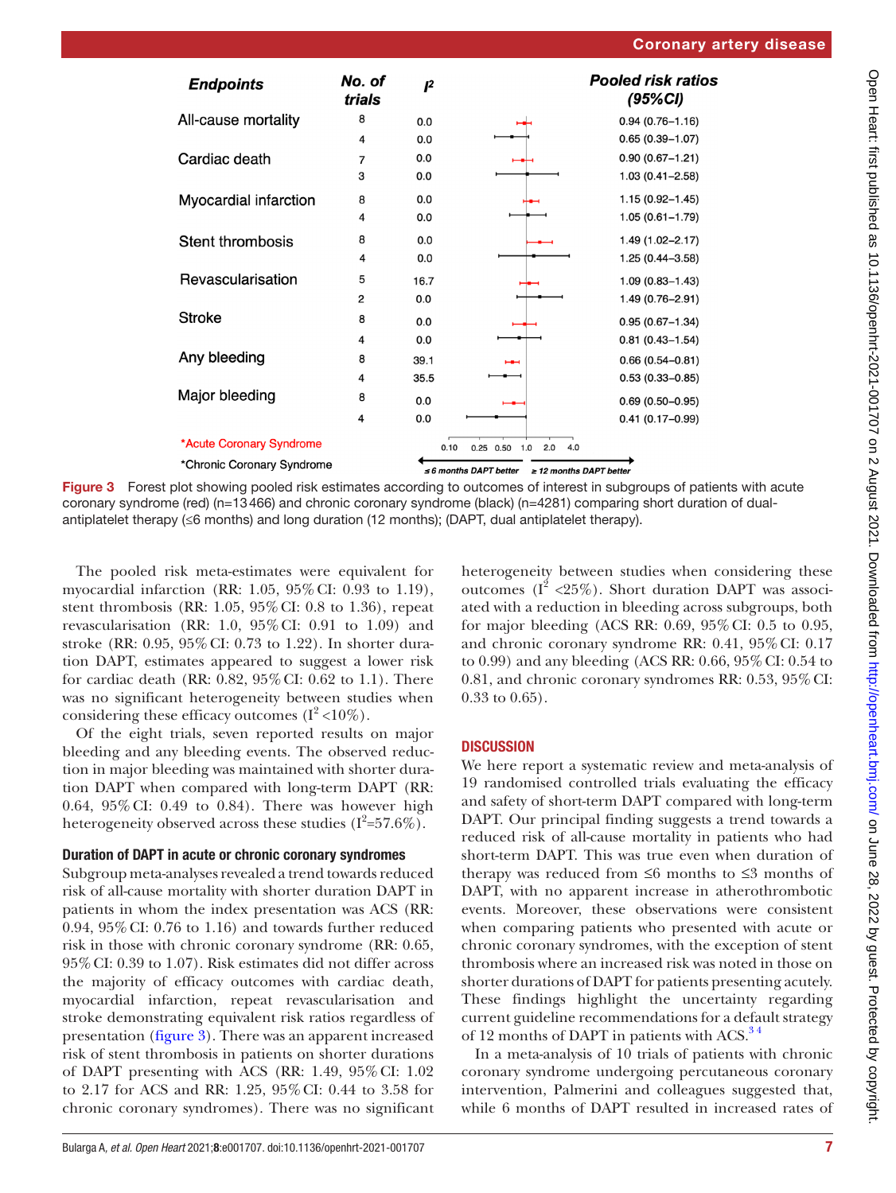| Endpoints | No. of trials | $I^2$ | Pooled risk ratios (95%CI) |
|---|---|---|---|
| All-cause mortality | 8 | 0.0 | 0.94 (0.76–1.16) |
| | 4 | 0.0 | 0.65 (0.39–1.07) |
| Cardiac death | 7 | 0.0 | 0.90 (0.67–1.21) |
| | 3 | 0.0 | 1.03 (0.41–2.58) |
| Myocardial infarction | 8 | 0.0 | 1.15 (0.92–1.45) |
| | 4 | 0.0 | 1.05 (0.61–1.79) |
| Stent thrombosis | 8 | 0.0 | 1.49 (1.02–2.17) |
| | 4 | 0.0 | 1.25 (0.44–3.58) |
| Revascularisation | 5 | 16.7 | 1.09 (0.83–1.43) |
| | 2 | 0.0 | 1.49 (0.76–2.91) |
| Stroke | 8 | 0.0 | 0.95 (0.67–1.34) |
| | 4 | 0.0 | 0.81 (0.43–1.54) |
| Any bleeding | 8 | 39.1 | 0.66 (0.54–0.81) |
| | 4 | 35.5 | 0.53 (0.33–0.85) |
| Major bleeding | 8 | 0.0 | 0.69 (0.50–0.95) |
| | 4 | 0.0 | 0.41 (0.17–0.99) |

*Acute Coronary Syndrome

*Chronic Coronary Syndrome

≤6 months DAPT better ← → ≥ 12 months DAPT better

**Figure 3** Forest plot showing pooled risk estimates according to outcomes of interest in subgroups of patients with acute coronary syndrome (red) (n=13466) and chronic coronary syndrome (black) (n=4281) comparing short duration of dual-antiplatelet therapy (≤6 months) and long duration (12 months); (DAPT, dual antiplatelet therapy).

The pooled risk meta-estimates were equivalent for myocardial infarction (RR: 1.05, 95% CI: 0.93 to 1.19), stent thrombosis (RR: 1.05, 95% CI: 0.8 to 1.36), repeat revascularisation (RR: 1.0, 95% CI: 0.91 to 1.09) and stroke (RR: 0.95, 95% CI: 0.73 to 1.22). In shorter duration DAPT, estimates appeared to suggest a lower risk for cardiac death (RR: 0.82, 95% CI: 0.62 to 1.1). There was no significant heterogeneity between studies when considering these efficacy outcomes ($I^2$ <10%).

Of the eight trials, seven reported results on major bleeding and any bleeding events. The observed reduction in major bleeding was maintained with shorter duration DAPT when compared with long-term DAPT (RR: 0.64, 95% CI: 0.49 to 0.84). There was however high heterogeneity observed across these studies ($I^2$=57.6%).

### Duration of DAPT in acute or chronic coronary syndromes

Subgroup meta-analyses revealed a trend towards reduced risk of all-cause mortality with shorter duration DAPT in patients in whom the index presentation was ACS (RR: 0.94, 95% CI: 0.76 to 1.16) and towards further reduced risk in those with chronic coronary syndrome (RR: 0.65, 95% CI: 0.39 to 1.07). Risk estimates did not differ across the majority of efficacy outcomes with cardiac death, myocardial infarction, repeat revascularisation and stroke demonstrating equivalent risk ratios regardless of presentation (figure 3). There was an apparent increased risk of stent thrombosis in patients on shorter durations of DAPT presenting with ACS (RR: 1.49, 95% CI: 1.02 to 2.17 for ACS and RR: 1.25, 95% CI: 0.44 to 3.58 for chronic coronary syndromes). There was no significant heterogeneity between studies when considering these outcomes ($I^2$ <25%). Short duration DAPT was associated with a reduction in bleeding across subgroups, both for major bleeding (ACS RR: 0.69, 95% CI: 0.5 to 0.95, and chronic coronary syndrome RR: 0.41, 95% CI: 0.17 to 0.99) and any bleeding (ACS RR: 0.66, 95% CI: 0.54 to 0.81, and chronic coronary syndromes RR: 0.53, 95% CI: 0.33 to 0.65).

## DISCUSSION

We here report a systematic review and meta-analysis of 19 randomised controlled trials evaluating the efficacy and safety of short-term DAPT compared with long-term DAPT. Our principal finding suggests a trend towards a reduced risk of all-cause mortality in patients who had short-term DAPT. This was true even when duration of therapy was reduced from ≤6 months to ≤3 months of DAPT, with no apparent increase in atherothrombotic events. Moreover, these observations were consistent when comparing patients who presented with acute or chronic coronary syndromes, with the exception of stent thrombosis where an increased risk was noted in those on shorter durations of DAPT for patients presenting acutely. These findings highlight the uncertainty regarding current guideline recommendations for a default strategy of 12 months of DAPT in patients with ACS.[3,4]

In a meta-analysis of 10 trials of patients with chronic coronary syndrome undergoing percutaneous coronary intervention, Palmerini and colleagues suggested that, while 6 months of DAPT resulted in increased rates of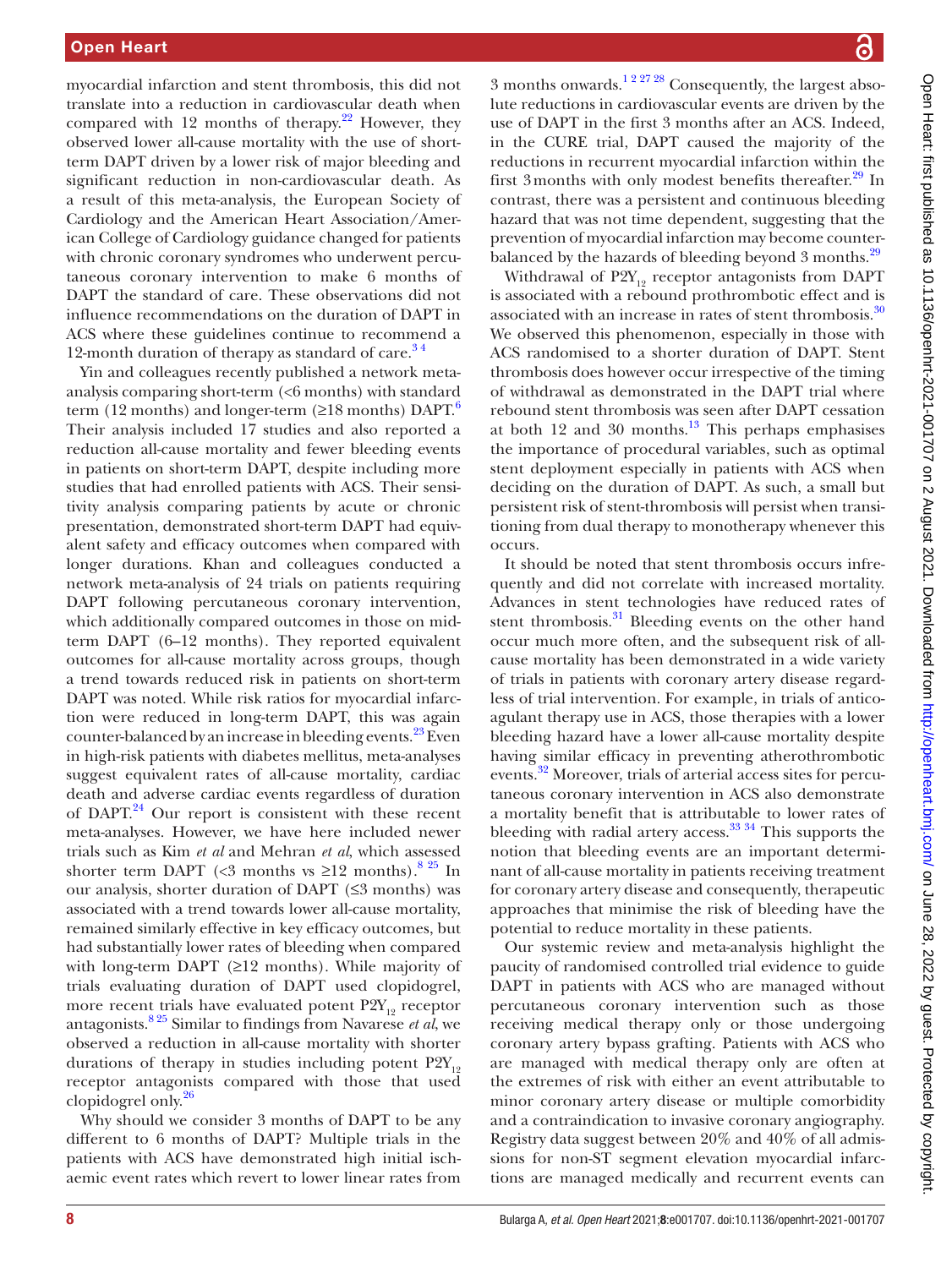myocardial infarction and stent thrombosis, this did not translate into a reduction in cardiovascular death when compared with 12 months of therapy.[22] However, they observed lower all-cause mortality with the use of short-term DAPT driven by a lower risk of major bleeding and significant reduction in non-cardiovascular death. As a result of this meta-analysis, the European Society of Cardiology and the American Heart Association/American College of Cardiology guidance changed for patients with chronic coronary syndromes who underwent percutaneous coronary intervention to make 6 months of DAPT the standard of care. These observations did not influence recommendations on the duration of DAPT in ACS where these guidelines continue to recommend a 12-month duration of therapy as standard of care.[3 4]

Yin and colleagues recently published a network meta-analysis comparing short-term (<6 months) with standard term (12 months) and longer-term (≥18 months) DAPT.[6] Their analysis included 17 studies and also reported a reduction all-cause mortality and fewer bleeding events in patients on short-term DAPT, despite including more studies that had enrolled patients with ACS. Their sensitivity analysis comparing patients by acute or chronic presentation, demonstrated short-term DAPT had equivalent safety and efficacy outcomes when compared with longer durations. Khan and colleagues conducted a network meta-analysis of 24 trials on patients requiring DAPT following percutaneous coronary intervention, which additionally compared outcomes in those on mid-term DAPT (6–12 months). They reported equivalent outcomes for all-cause mortality across groups, though a trend towards reduced risk in patients on short-term DAPT was noted. While risk ratios for myocardial infarction were reduced in long-term DAPT, this was again counter-balanced by an increase in bleeding events.[23] Even in high-risk patients with diabetes mellitus, meta-analyses suggest equivalent rates of all-cause mortality, cardiac death and adverse cardiac events regardless of duration of DAPT.[24] Our report is consistent with these recent meta-analyses. However, we have here included newer trials such as Kim *et al* and Mehran *et al*, which assessed shorter term DAPT (<3 months vs ≥12 months).[8 25] In our analysis, shorter duration of DAPT (≤3 months) was associated with a trend towards lower all-cause mortality, remained similarly effective in key efficacy outcomes, but had substantially lower rates of bleeding when compared with long-term DAPT (≥12 months). While majority of trials evaluating duration of DAPT used clopidogrel, more recent trials have evaluated potent $P2Y_{12}$ receptor antagonists.[8 25] Similar to findings from Navarese *et al*, we observed a reduction in all-cause mortality with shorter durations of therapy in studies including potent $P2Y_{12}$ receptor antagonists compared with those that used clopidogrel only.[26]

Why should we consider 3 months of DAPT to be any different to 6 months of DAPT? Multiple trials in the patients with ACS have demonstrated high initial ischaemic event rates which revert to lower linear rates from 3 months onwards.[1 2 27 28] Consequently, the largest absolute reductions in cardiovascular events are driven by the use of DAPT in the first 3 months after an ACS. Indeed, in the CURE trial, DAPT caused the majority of the reductions in recurrent myocardial infarction within the first 3 months with only modest benefits thereafter.[29] In contrast, there was a persistent and continuous bleeding hazard that was not time dependent, suggesting that the prevention of myocardial infarction may become counterbalanced by the hazards of bleeding beyond 3 months.[29]

Withdrawal of $P2Y_{12}$ receptor antagonists from DAPT is associated with a rebound prothrombotic effect and is associated with an increase in rates of stent thrombosis.[30] We observed this phenomenon, especially in those with ACS randomised to a shorter duration of DAPT. Stent thrombosis does however occur irrespective of the timing of withdrawal as demonstrated in the DAPT trial where rebound stent thrombosis was seen after DAPT cessation at both 12 and 30 months.[13] This perhaps emphasises the importance of procedural variables, such as optimal stent deployment especially in patients with ACS when deciding on the duration of DAPT. As such, a small but persistent risk of stent-thrombosis will persist when transitioning from dual therapy to monotherapy whenever this occurs.

It should be noted that stent thrombosis occurs infrequently and did not correlate with increased mortality. Advances in stent technologies have reduced rates of stent thrombosis.[31] Bleeding events on the other hand occur much more often, and the subsequent risk of all-cause mortality has been demonstrated in a wide variety of trials in patients with coronary artery disease regardless of trial intervention. For example, in trials of anticoagulant therapy use in ACS, those therapies with a lower bleeding hazard have a lower all-cause mortality despite having similar efficacy in preventing atherothrombotic events.[32] Moreover, trials of arterial access sites for percutaneous coronary intervention in ACS also demonstrate a mortality benefit that is attributable to lower rates of bleeding with radial artery access.[33 34] This supports the notion that bleeding events are an important determinant of all-cause mortality in patients receiving treatment for coronary artery disease and consequently, therapeutic approaches that minimise the risk of bleeding have the potential to reduce mortality in these patients.

Our systemic review and meta-analysis highlight the paucity of randomised controlled trial evidence to guide DAPT in patients with ACS who are managed without percutaneous coronary intervention such as those receiving medical therapy only or those undergoing coronary artery bypass grafting. Patients with ACS who are managed with medical therapy only are often at the extremes of risk with either an event attributable to minor coronary artery disease or multiple comorbidity and a contraindication to invasive coronary angiography. Registry data suggest between 20% and 40% of all admissions for non-ST segment elevation myocardial infarctions are managed medically and recurrent events can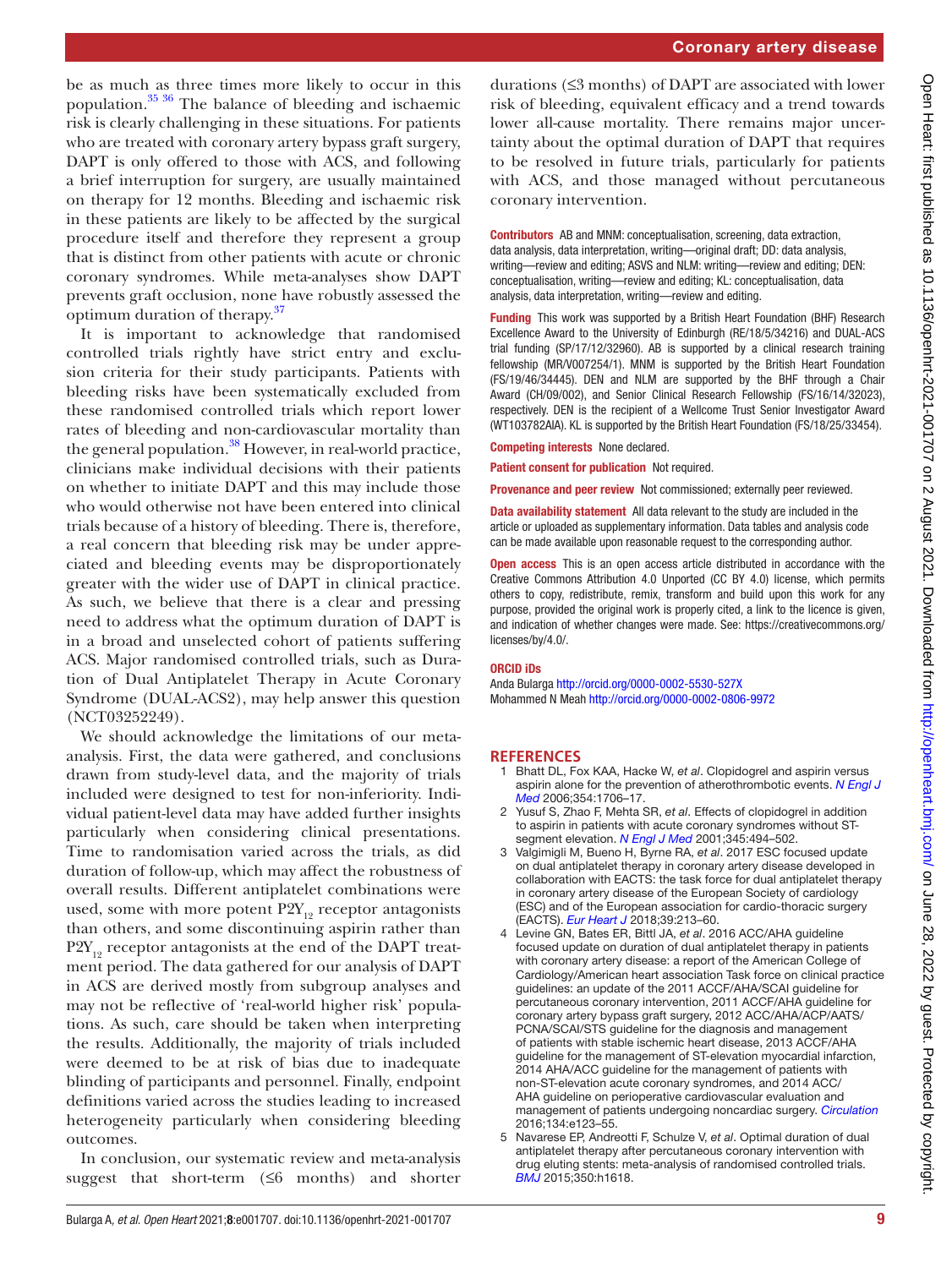be as much as three times more likely to occur in this population.[35 36] The balance of bleeding and ischaemic risk is clearly challenging in these situations. For patients who are treated with coronary artery bypass graft surgery, DAPT is only offered to those with ACS, and following a brief interruption for surgery, are usually maintained on therapy for 12 months. Bleeding and ischaemic risk in these patients are likely to be affected by the surgical procedure itself and therefore they represent a group that is distinct from other patients with acute or chronic coronary syndromes. While meta-analyses show DAPT prevents graft occlusion, none have robustly assessed the optimum duration of therapy.[37]

It is important to acknowledge that randomised controlled trials rightly have strict entry and exclusion criteria for their study participants. Patients with bleeding risks have been systematically excluded from these randomised controlled trials which report lower rates of bleeding and non-cardiovascular mortality than the general population.[38] However, in real-world practice, clinicians make individual decisions with their patients on whether to initiate DAPT and this may include those who would otherwise not have been entered into clinical trials because of a history of bleeding. There is, therefore, a real concern that bleeding risk may be under appreciated and bleeding events may be disproportionately greater with the wider use of DAPT in clinical practice. As such, we believe that there is a clear and pressing need to address what the optimum duration of DAPT is in a broad and unselected cohort of patients suffering ACS. Major randomised controlled trials, such as Duration of Dual Antiplatelet Therapy in Acute Coronary Syndrome (DUAL-ACS2), may help answer this question (NCT03252249).

We should acknowledge the limitations of our meta-analysis. First, the data were gathered, and conclusions drawn from study-level data, and the majority of trials included were designed to test for non-inferiority. Individual patient-level data may have added further insights particularly when considering clinical presentations. Time to randomisation varied across the trials, as did duration of follow-up, which may affect the robustness of overall results. Different antiplatelet combinations were used, some with more potent $P2Y_{12}$ receptor antagonists than others, and some discontinuing aspirin rather than $P2Y_{12}$ receptor antagonists at the end of the DAPT treatment period. The data gathered for our analysis of DAPT in ACS are derived mostly from subgroup analyses and may not be reflective of 'real-world higher risk' populations. As such, care should be taken when interpreting the results. Additionally, the majority of trials included were deemed to be at risk of bias due to inadequate blinding of participants and personnel. Finally, endpoint definitions varied across the studies leading to increased heterogeneity particularly when considering bleeding outcomes.

In conclusion, our systematic review and meta-analysis suggest that short-term (≤6 months) and shorter durations (≤3 months) of DAPT are associated with lower risk of bleeding, equivalent efficacy and a trend towards lower all-cause mortality. There remains major uncertainty about the optimal duration of DAPT that requires to be resolved in future trials, particularly for patients with ACS, and those managed without percutaneous coronary intervention.

**Contributors** AB and MNM: conceptualisation, screening, data extraction, data analysis, data interpretation, writing—original draft; DD: data analysis, writing—review and editing; ASVS and NLM: writing—review and editing; DEN: conceptualisation, writing—review and editing; KL: conceptualisation, data analysis, data interpretation, writing—review and editing.

**Funding** This work was supported by a British Heart Foundation (BHF) Research Excellence Award to the University of Edinburgh (RE/18/5/34216) and DUAL-ACS trial funding (SP/17/12/32960). AB is supported by a clinical research training fellowship (MR/V007254/1). MNM is supported by the British Heart Foundation (FS/19/46/34445). DEN and NLM are supported by the BHF through a Chair Award (CH/09/002), and Senior Clinical Research Fellowship (FS/16/14/32023), respectively. DEN is the recipient of a Wellcome Trust Senior Investigator Award (WT103782AIA). KL is supported by the British Heart Foundation (FS/18/25/33454).

**Competing interests** None declared.

**Patient consent for publication** Not required.

**Provenance and peer review** Not commissioned; externally peer reviewed.

**Data availability statement** All data relevant to the study are included in the article or uploaded as supplementary information. Data tables and analysis code can be made available upon reasonable request to the corresponding author.

**Open access** This is an open access article distributed in accordance with the Creative Commons Attribution 4.0 Unported (CC BY 4.0) license, which permits others to copy, redistribute, remix, transform and build upon this work for any purpose, provided the original work is properly cited, a link to the licence is given, and indication of whether changes were made. See: https://creativecommons.org/licenses/by/4.0/.

**ORCID iDs**

Anda Bularga http://orcid.org/0000-0002-5530-527X
Mohammed N Meah http://orcid.org/0000-0002-0806-9972

## REFERENCES

1. Bhatt DL, Fox KAA, Hacke W, *et al*. Clopidogrel and aspirin versus aspirin alone for the prevention of atherothrombotic events. *N Engl J Med* 2006;354:1706–17.
2. Yusuf S, Zhao F, Mehta SR, *et al*. Effects of clopidogrel in addition to aspirin in patients with acute coronary syndromes without ST-segment elevation. *N Engl J Med* 2001;345:494–502.
3. Valgimigli M, Bueno H, Byrne RA, *et al*. 2017 ESC focused update on dual antiplatelet therapy in coronary artery disease developed in collaboration with EACTS: the task force for dual antiplatelet therapy in coronary artery disease of the European Society of cardiology (ESC) and of the European association for cardio-thoracic surgery (EACTS). *Eur Heart J* 2018;39:213–60.
4. Levine GN, Bates ER, Bittl JA, *et al*. 2016 ACC/AHA guideline focused update on duration of dual antiplatelet therapy in patients with coronary artery disease: a report of the American College of Cardiology/American heart association Task force on clinical practice guidelines: an update of the 2011 ACCF/AHA/SCAI guideline for percutaneous coronary intervention, 2011 ACCF/AHA guideline for coronary artery bypass graft surgery, 2012 ACC/AHA/ACP/AATS/PCNA/SCAI/STS guideline for the diagnosis and management of patients with stable ischemic heart disease, 2013 ACCF/AHA guideline for the management of ST-elevation myocardial infarction, 2014 AHA/ACC guideline for the management of patients with non-ST-elevation acute coronary syndromes, and 2014 ACC/AHA guideline on perioperative cardiovascular evaluation and management of patients undergoing noncardiac surgery. *Circulation* 2016;134:e123–55.
5. Navarese EP, Andreotti F, Schulze V, *et al*. Optimal duration of dual antiplatelet therapy after percutaneous coronary intervention with drug eluting stents: meta-analysis of randomised controlled trials. *BMJ* 2015;350:h1618.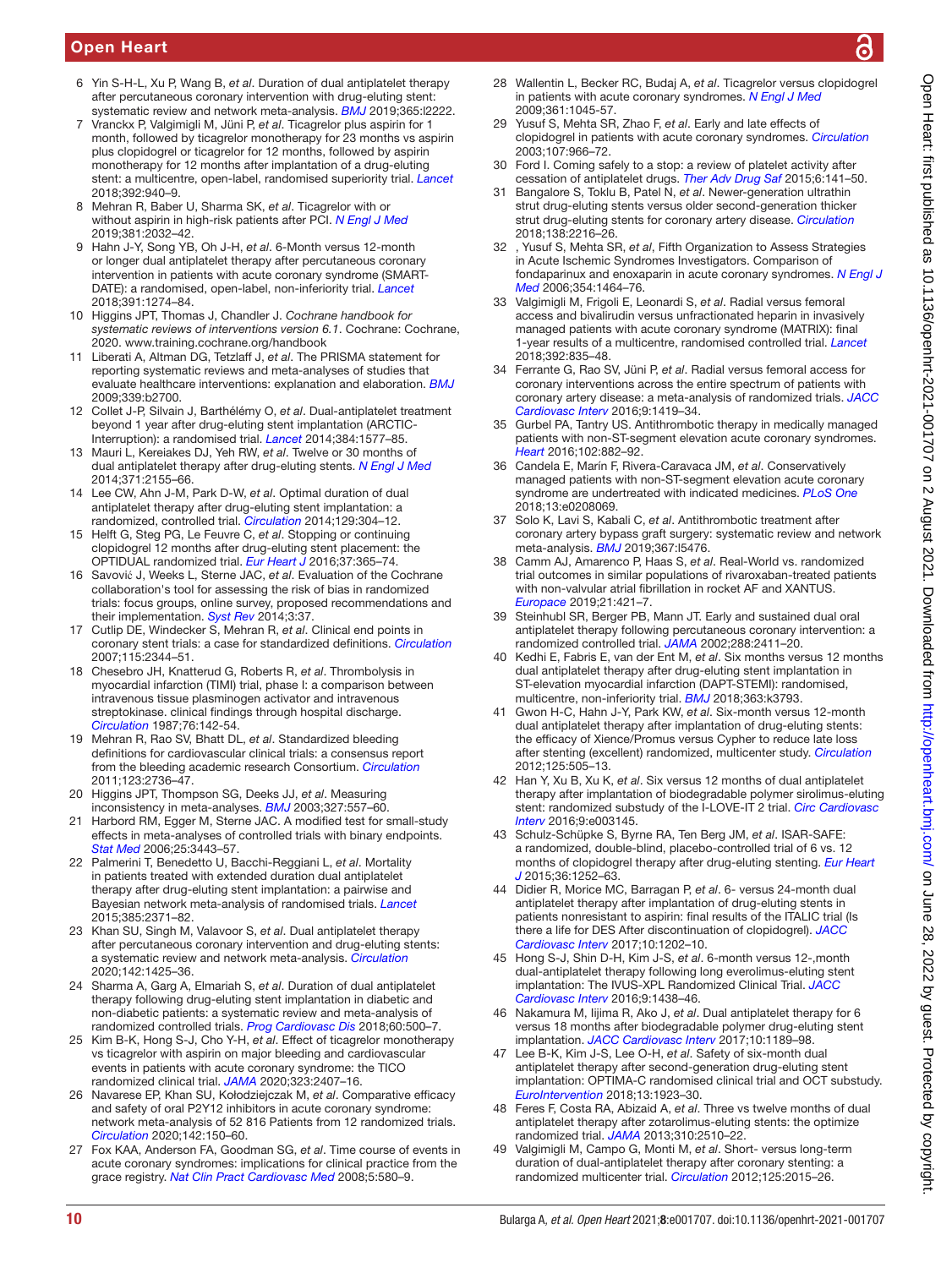6. Yin S-H-L, Xu P, Wang B, *et al*. Duration of dual antiplatelet therapy after percutaneous coronary intervention with drug-eluting stent: systematic review and network meta-analysis. *BMJ* 2019;365:l2222.
7. Vranckx P, Valgimigli M, Jüni P, *et al*. Ticagrelor plus aspirin for 1 month, followed by ticagrelor monotherapy for 23 months vs aspirin plus clopidogrel or ticagrelor for 12 months, followed by aspirin monotherapy for 12 months after implantation of a drug-eluting stent: a multicentre, open-label, randomised superiority trial. *Lancet* 2018;392:940–9.
8. Mehran R, Baber U, Sharma SK, *et al*. Ticagrelor with or without aspirin in high-risk patients after PCI. *N Engl J Med* 2019;381:2032–42.
9. Hahn J-Y, Song YB, Oh J-H, *et al*. 6-Month versus 12-month or longer dual antiplatelet therapy after percutaneous coronary intervention in patients with acute coronary syndrome (SMART-DATE): a randomised, open-label, non-inferiority trial. *Lancet* 2018;391:1274–84.
10. Higgins JPT, Thomas J, Chandler J. *Cochrane handbook for systematic reviews of interventions version 6.1*. Cochrane: Cochrane, 2020. www.training.cochrane.org/handbook
11. Liberati A, Altman DG, Tetzlaff J, *et al*. The PRISMA statement for reporting systematic reviews and meta-analyses of studies that evaluate healthcare interventions: explanation and elaboration. *BMJ* 2009;339:b2700.
12. Collet J-P, Silvain J, Barthélémy O, *et al*. Dual-antiplatelet treatment beyond 1 year after drug-eluting stent implantation (ARCTIC-Interruption): a randomised trial. *Lancet* 2014;384:1577–85.
13. Mauri L, Kereiakes DJ, Yeh RW, *et al*. Twelve or 30 months of dual antiplatelet therapy after drug-eluting stents. *N Engl J Med* 2014;371:2155–66.
14. Lee CW, Ahn J-M, Park D-W, *et al*. Optimal duration of dual antiplatelet therapy after drug-eluting stent implantation: a randomized, controlled trial. *Circulation* 2014;129:304–12.
15. Helft G, Steg PG, Le Feuvre C, *et al*. Stopping or continuing clopidogrel 12 months after drug-eluting stent placement: the OPTIDUAL randomized trial. *Eur Heart J* 2016;37:365–74.
16. Savović J, Weeks L, Sterne JAC, *et al*. Evaluation of the Cochrane collaboration's tool for assessing the risk of bias in randomized trials: focus groups, online survey, proposed recommendations and their implementation. *Syst Rev* 2014;3:37.
17. Cutlip DE, Windecker S, Mehran R, *et al*. Clinical end points in coronary stent trials: a case for standardized definitions. *Circulation* 2007;115:2344–51.
18. Chesebro JH, Knatterud G, Roberts R, *et al*. Thrombolysis in myocardial infarction (TIMI) trial, phase I: a comparison between intravenous tissue plasminogen activator and intravenous streptokinase. clinical findings through hospital discharge. *Circulation* 1987;76:142-54.
19. Mehran R, Rao SV, Bhatt DL, *et al*. Standardized bleeding definitions for cardiovascular clinical trials: a consensus report from the bleeding academic research Consortium. *Circulation* 2011;123:2736–47.
20. Higgins JPT, Thompson SG, Deeks JJ, *et al*. Measuring inconsistency in meta-analyses. *BMJ* 2003;327:557–60.
21. Harbord RM, Egger M, Sterne JAC. A modified test for small-study effects in meta-analyses of controlled trials with binary endpoints. *Stat Med* 2006;25:3443–57.
22. Palmerini T, Benedetto U, Bacchi-Reggiani L, *et al*. Mortality in patients treated with extended duration dual antiplatelet therapy after drug-eluting stent implantation: a pairwise and Bayesian network meta-analysis of randomised trials. *Lancet* 2015;385:2371–82.
23. Khan SU, Singh M, Valavoor S, *et al*. Dual antiplatelet therapy after percutaneous coronary intervention and drug-eluting stents: a systematic review and network meta-analysis. *Circulation* 2020;142:1425–36.
24. Sharma A, Garg A, Elmariah S, *et al*. Duration of dual antiplatelet therapy following drug-eluting stent implantation in diabetic and non-diabetic patients: a systematic review and meta-analysis of randomized controlled trials. *Prog Cardiovasc Dis* 2018;60:500–7.
25. Kim B-K, Hong S-J, Cho Y-H, *et al*. Effect of ticagrelor monotherapy vs ticagrelor with aspirin on major bleeding and cardiovascular events in patients with acute coronary syndrome: the TICO randomized clinical trial. *JAMA* 2020;323:2407–16.
26. Navarese EP, Khan SU, Kołodziejczak M, *et al*. Comparative efficacy and safety of oral P2Y12 inhibitors in acute coronary syndrome: network meta-analysis of 52 816 Patients from 12 randomized trials. *Circulation* 2020;142:150–60.
27. Fox KAA, Anderson FA, Goodman SG, *et al*. Time course of events in acute coronary syndromes: implications for clinical practice from the grace registry. *Nat Clin Pract Cardiovasc Med* 2008;5:580–9.
28. Wallentin L, Becker RC, Budaj A, *et al*. Ticagrelor versus clopidogrel in patients with acute coronary syndromes. *N Engl J Med* 2009;361:1045-57.
29. Yusuf S, Mehta SR, Zhao F, *et al*. Early and late effects of clopidogrel in patients with acute coronary syndromes. *Circulation* 2003;107:966–72.
30. Ford I. Coming safely to a stop: a review of platelet activity after cessation of antiplatelet drugs. *Ther Adv Drug Saf* 2015;6:141–50.
31. Bangalore S, Toklu B, Patel N, *et al*. Newer-generation ultrathin strut drug-eluting stents versus older second-generation thicker strut drug-eluting stents for coronary artery disease. *Circulation* 2018;138:2216–26.
32. , Yusuf S, Mehta SR, *et al*, Fifth Organization to Assess Strategies in Acute Ischemic Syndromes Investigators. Comparison of fondaparinux and enoxaparin in acute coronary syndromes. *N Engl J Med* 2006;354:1464–76.
33. Valgimigli M, Frigoli E, Leonardi S, *et al*. Radial versus femoral access and bivalirudin versus unfractionated heparin in invasively managed patients with acute coronary syndrome (MATRIX): final 1-year results of a multicentre, randomised controlled trial. *Lancet* 2018;392:835–48.
34. Ferrante G, Rao SV, Jüni P, *et al*. Radial versus femoral access for coronary interventions across the entire spectrum of patients with coronary artery disease: a meta-analysis of randomized trials. *JACC Cardiovasc Interv* 2016;9:1419–34.
35. Gurbel PA, Tantry US. Antithrombotic therapy in medically managed patients with non-ST-segment elevation acute coronary syndromes. *Heart* 2016;102:882–92.
36. Candela E, Marín F, Rivera-Caravaca JM, *et al*. Conservatively managed patients with non-ST-segment elevation acute coronary syndrome are undertreated with indicated medicines. *PLoS One* 2018;13:e0208069.
37. Solo K, Lavi S, Kabali C, *et al*. Antithrombotic treatment after coronary artery bypass graft surgery: systematic review and network meta-analysis. *BMJ* 2019;367:l5476.
38. Camm AJ, Amarenco P, Haas S, *et al*. Real-World vs. randomized trial outcomes in similar populations of rivaroxaban-treated patients with non-valvular atrial fibrillation in rocket AF and XANTUS. *Europace* 2019;21:421–7.
39. Steinhubl SR, Berger PB, Mann JT. Early and sustained dual oral antiplatelet therapy following percutaneous coronary intervention: a randomized controlled trial. *JAMA* 2002;288:2411–20.
40. Kedhi E, Fabris E, van der Ent M, *et al*. Six months versus 12 months dual antiplatelet therapy after drug-eluting stent implantation in ST-elevation myocardial infarction (DAPT-STEMI): randomised, multicentre, non-inferiority trial. *BMJ* 2018;363:k3793.
41. Gwon H-C, Hahn J-Y, Park KW, *et al*. Six-month versus 12-month dual antiplatelet therapy after implantation of drug-eluting stents: the efficacy of Xience/Promus versus Cypher to reduce late loss after stenting (excellent) randomized, multicenter study. *Circulation* 2012;125:505–13.
42. Han Y, Xu B, Xu K, *et al*. Six versus 12 months of dual antiplatelet therapy after implantation of biodegradable polymer sirolimus-eluting stent: randomized substudy of the I-LOVE-IT 2 trial. *Circ Cardiovasc Interv* 2016;9:e003145.
43. Schulz-Schüpke S, Byrne RA, Ten Berg JM, *et al*. ISAR-SAFE: a randomized, double-blind, placebo-controlled trial of 6 vs. 12 months of clopidogrel therapy after drug-eluting stenting. *Eur Heart J* 2015;36:1252–63.
44. Didier R, Morice MC, Barragan P, *et al*. 6- versus 24-month dual antiplatelet therapy after implantation of drug-eluting stents in patients nonresistant to aspirin: final results of the ITALIC trial (Is there a life for DES After discontinuation of clopidogrel). *JACC Cardiovasc Interv* 2017;10:1202–10.
45. Hong S-J, Shin D-H, Kim J-S, *et al*. 6-month versus 12-,month dual-antiplatelet therapy following long everolimus-eluting stent implantation: The IVUS-XPL Randomized Clinical Trial. *JACC Cardiovasc Interv* 2016;9:1438–46.
46. Nakamura M, Iijima R, Ako J, *et al*. Dual antiplatelet therapy for 6 versus 18 months after biodegradable polymer drug-eluting stent implantation. *JACC Cardiovasc Interv* 2017;10:1189–98.
47. Lee B-K, Kim J-S, Lee O-H, *et al*. Safety of six-month dual antiplatelet therapy after second-generation drug-eluting stent implantation: OPTIMA-C randomised clinical trial and OCT substudy. *EuroIntervention* 2018;13:1923–30.
48. Feres F, Costa RA, Abizaid A, *et al*. Three vs twelve months of dual antiplatelet therapy after zotarolimus-eluting stents: the optimize randomized trial. *JAMA* 2013;310:2510–22.
49. Valgimigli M, Campo G, Monti M, *et al*. Short- versus long-term duration of dual-antiplatelet therapy after coronary stenting: a randomized multicenter trial. *Circulation* 2012;125:2015–26.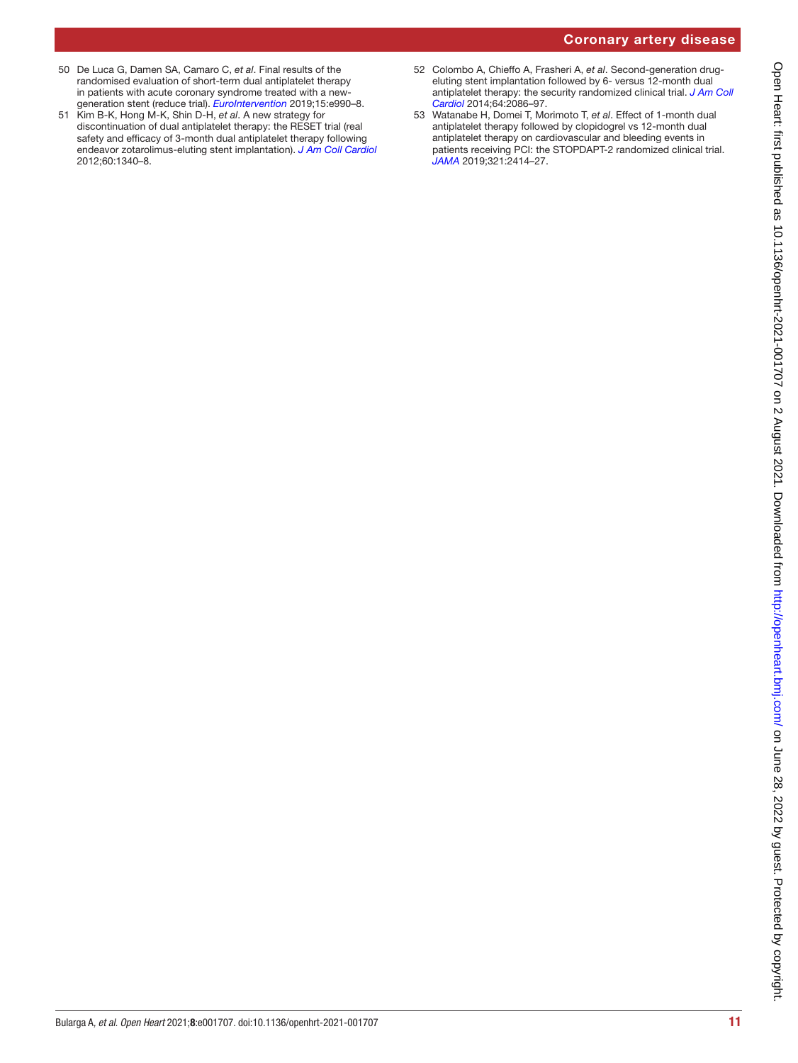50 De Luca G, Damen SA, Camaro C, *et al*. Final results of the randomised evaluation of short-term dual antiplatelet therapy in patients with acute coronary syndrome treated with a new-generation stent (reduce trial). *EuroIntervention* 2019;15:e990–8.

51 Kim B-K, Hong M-K, Shin D-H, *et al*. A new strategy for discontinuation of dual antiplatelet therapy: the RESET trial (real safety and efficacy of 3-month dual antiplatelet therapy following endeavor zotarolimus-eluting stent implantation). *J Am Coll Cardiol* 2012;60:1340–8.

52 Colombo A, Chieffo A, Frasheri A, *et al*. Second-generation drug-eluting stent implantation followed by 6- versus 12-month dual antiplatelet therapy: the security randomized clinical trial. *J Am Coll Cardiol* 2014;64:2086–97.

53 Watanabe H, Domei T, Morimoto T, *et al*. Effect of 1-month dual antiplatelet therapy followed by clopidogrel vs 12-month dual antiplatelet therapy on cardiovascular and bleeding events in patients receiving PCI: the STOPDAPT-2 randomized clinical trial. *JAMA* 2019;321:2414–27.